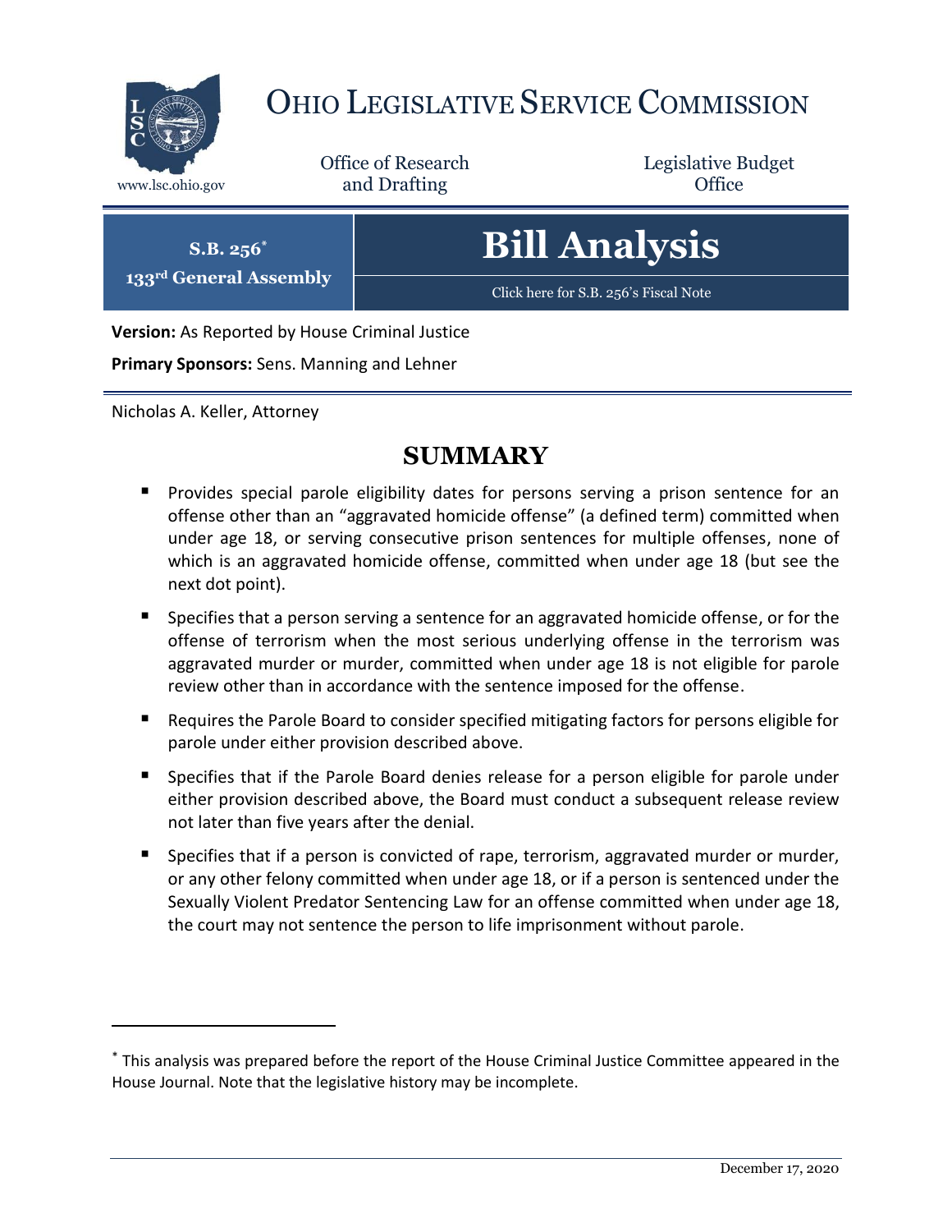# OHIO LEGISLATIVE SERVICE COMMISSION

www.lsc.ohio.gov

Office of Research and Drafting

Legislative Budget Office

**S.B. 256***

**133rd General Assembly**

# Bill Analysis

Click here for S.B. 256's Fiscal Note

**Version:** As Reported by House Criminal Justice

**Primary Sponsors:** Sens. Manning and Lehner

Nicholas A. Keller, Attorney

## SUMMARY

- Provides special parole eligibility dates for persons serving a prison sentence for an offense other than an "aggravated homicide offense" (a defined term) committed when under age 18, or serving consecutive prison sentences for multiple offenses, none of which is an aggravated homicide offense, committed when under age 18 (but see the next dot point).
- Specifies that a person serving a sentence for an aggravated homicide offense, or for the offense of terrorism when the most serious underlying offense in the terrorism was aggravated murder or murder, committed when under age 18 is not eligible for parole review other than in accordance with the sentence imposed for the offense.
- Requires the Parole Board to consider specified mitigating factors for persons eligible for parole under either provision described above.
- Specifies that if the Parole Board denies release for a person eligible for parole under either provision described above, the Board must conduct a subsequent release review not later than five years after the denial.
- Specifies that if a person is convicted of rape, terrorism, aggravated murder or murder, or any other felony committed when under age 18, or if a person is sentenced under the Sexually Violent Predator Sentencing Law for an offense committed when under age 18, the court may not sentence the person to life imprisonment without parole.

---

* This analysis was prepared before the report of the House Criminal Justice Committee appeared in the House Journal. Note that the legislative history may be incomplete.

December 17, 2020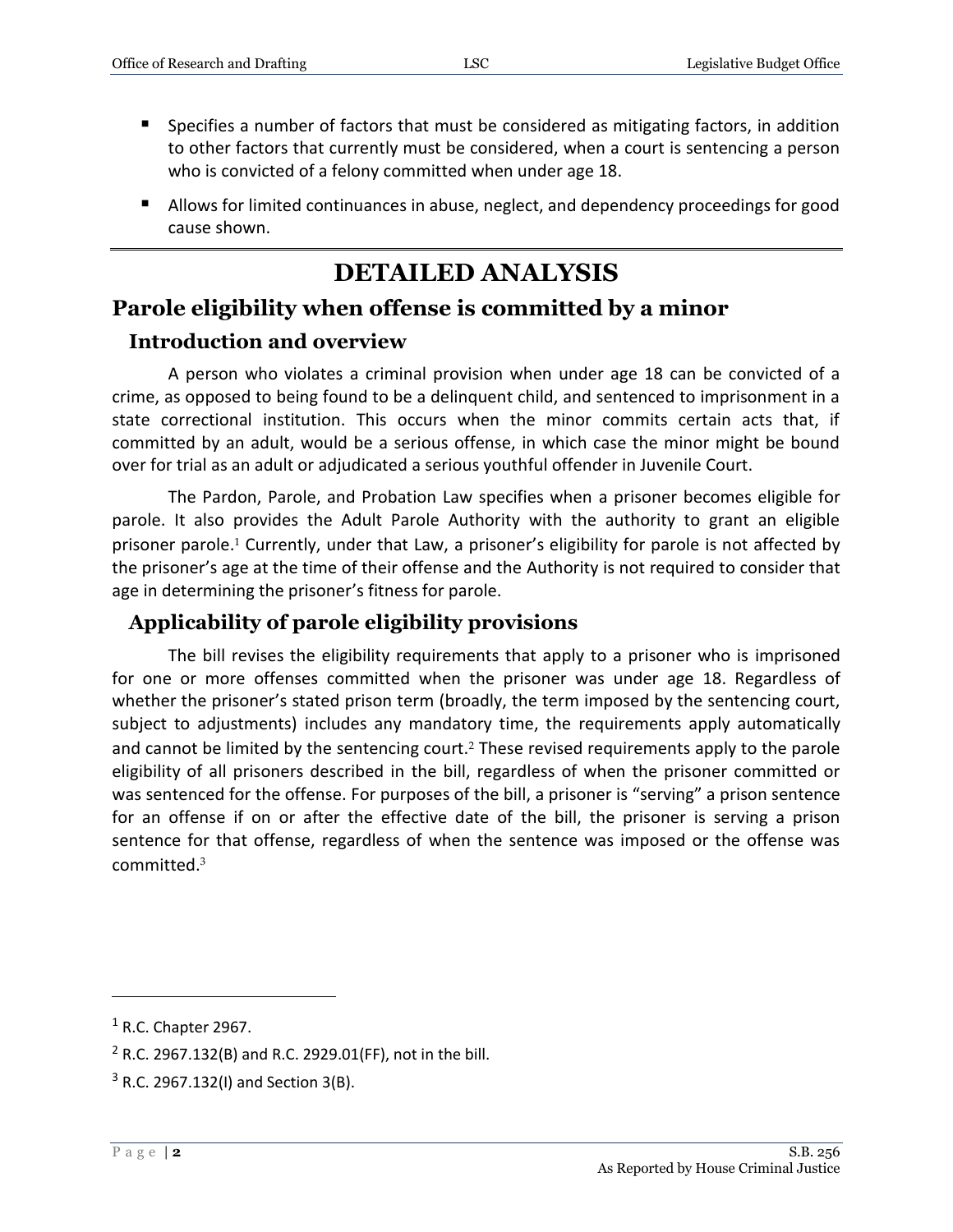- Specifies a number of factors that must be considered as mitigating factors, in addition to other factors that currently must be considered, when a court is sentencing a person who is convicted of a felony committed when under age 18.
- Allows for limited continuances in abuse, neglect, and dependency proceedings for good cause shown.

# DETAILED ANALYSIS

## Parole eligibility when offense is committed by a minor

### Introduction and overview

A person who violates a criminal provision when under age 18 can be convicted of a crime, as opposed to being found to be a delinquent child, and sentenced to imprisonment in a state correctional institution. This occurs when the minor commits certain acts that, if committed by an adult, would be a serious offense, in which case the minor might be bound over for trial as an adult or adjudicated a serious youthful offender in Juvenile Court.

The Pardon, Parole, and Probation Law specifies when a prisoner becomes eligible for parole. It also provides the Adult Parole Authority with the authority to grant an eligible prisoner parole.[1] Currently, under that Law, a prisoner's eligibility for parole is not affected by the prisoner's age at the time of their offense and the Authority is not required to consider that age in determining the prisoner's fitness for parole.

### Applicability of parole eligibility provisions

The bill revises the eligibility requirements that apply to a prisoner who is imprisoned for one or more offenses committed when the prisoner was under age 18. Regardless of whether the prisoner's stated prison term (broadly, the term imposed by the sentencing court, subject to adjustments) includes any mandatory time, the requirements apply automatically and cannot be limited by the sentencing court.[2] These revised requirements apply to the parole eligibility of all prisoners described in the bill, regardless of when the prisoner committed or was sentenced for the offense. For purposes of the bill, a prisoner is "serving" a prison sentence for an offense if on or after the effective date of the bill, the prisoner is serving a prison sentence for that offense, regardless of when the sentence was imposed or the offense was committed.[3]

---

[1] R.C. Chapter 2967.

[2] R.C. 2967.132(B) and R.C. 2929.01(FF), not in the bill.

[3] R.C. 2967.132(I) and Section 3(B).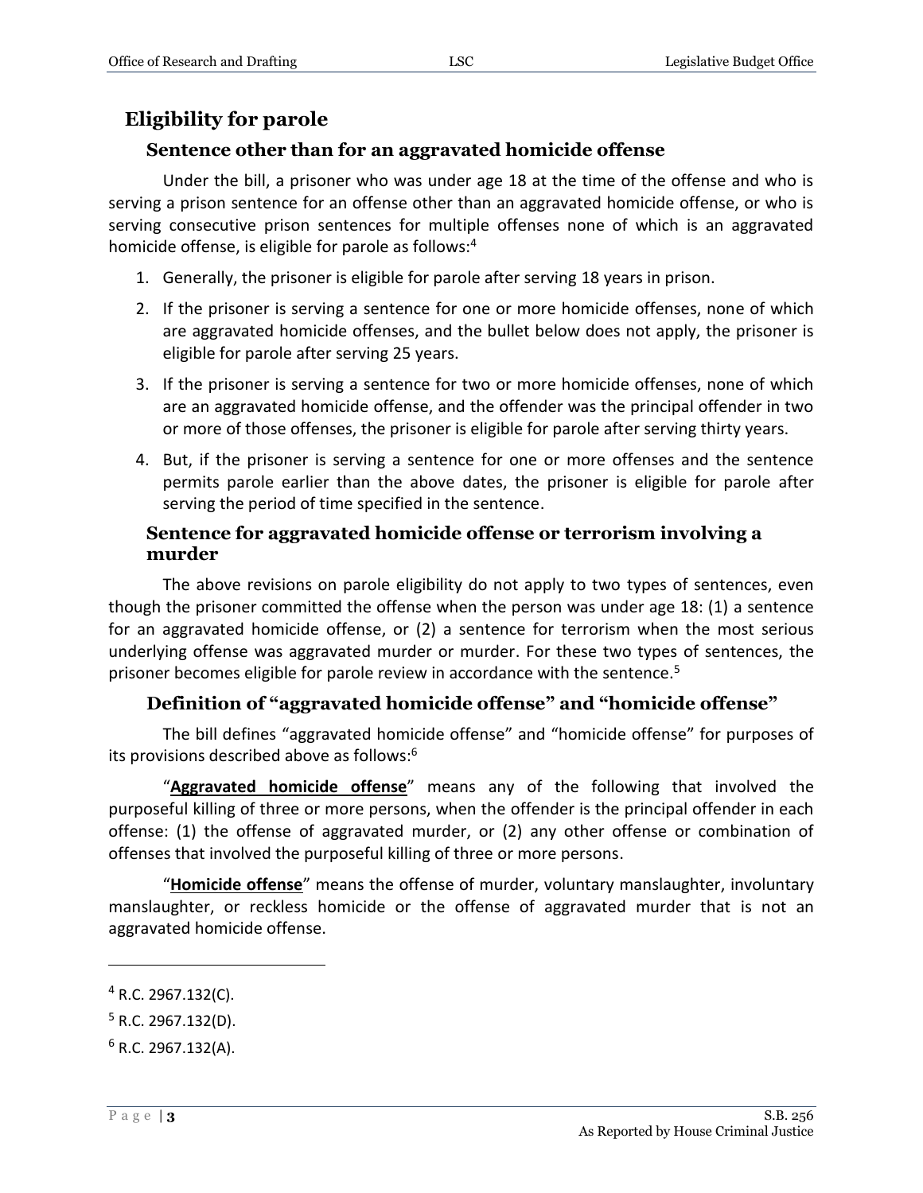## Eligibility for parole

### Sentence other than for an aggravated homicide offense

Under the bill, a prisoner who was under age 18 at the time of the offense and who is serving a prison sentence for an offense other than an aggravated homicide offense, or who is serving consecutive prison sentences for multiple offenses none of which is an aggravated homicide offense, is eligible for parole as follows:[4]

1. Generally, the prisoner is eligible for parole after serving 18 years in prison.
2. If the prisoner is serving a sentence for one or more homicide offenses, none of which are aggravated homicide offenses, and the bullet below does not apply, the prisoner is eligible for parole after serving 25 years.
3. If the prisoner is serving a sentence for two or more homicide offenses, none of which are an aggravated homicide offense, and the offender was the principal offender in two or more of those offenses, the prisoner is eligible for parole after serving thirty years.
4. But, if the prisoner is serving a sentence for one or more offenses and the sentence permits parole earlier than the above dates, the prisoner is eligible for parole after serving the period of time specified in the sentence.

### Sentence for aggravated homicide offense or terrorism involving a murder

The above revisions on parole eligibility do not apply to two types of sentences, even though the prisoner committed the offense when the person was under age 18: (1) a sentence for an aggravated homicide offense, or (2) a sentence for terrorism when the most serious underlying offense was aggravated murder or murder. For these two types of sentences, the prisoner becomes eligible for parole review in accordance with the sentence.[5]

### Definition of "aggravated homicide offense" and "homicide offense"

The bill defines "aggravated homicide offense" and "homicide offense" for purposes of its provisions described above as follows:[6]

"**Aggravated homicide offense**" means any of the following that involved the purposeful killing of three or more persons, when the offender is the principal offender in each offense: (1) the offense of aggravated murder, or (2) any other offense or combination of offenses that involved the purposeful killing of three or more persons.

"**Homicide offense**" means the offense of murder, voluntary manslaughter, involuntary manslaughter, or reckless homicide or the offense of aggravated murder that is not an aggravated homicide offense.

---

[4] R.C. 2967.132(C).

[5] R.C. 2967.132(D).

[6] R.C. 2967.132(A).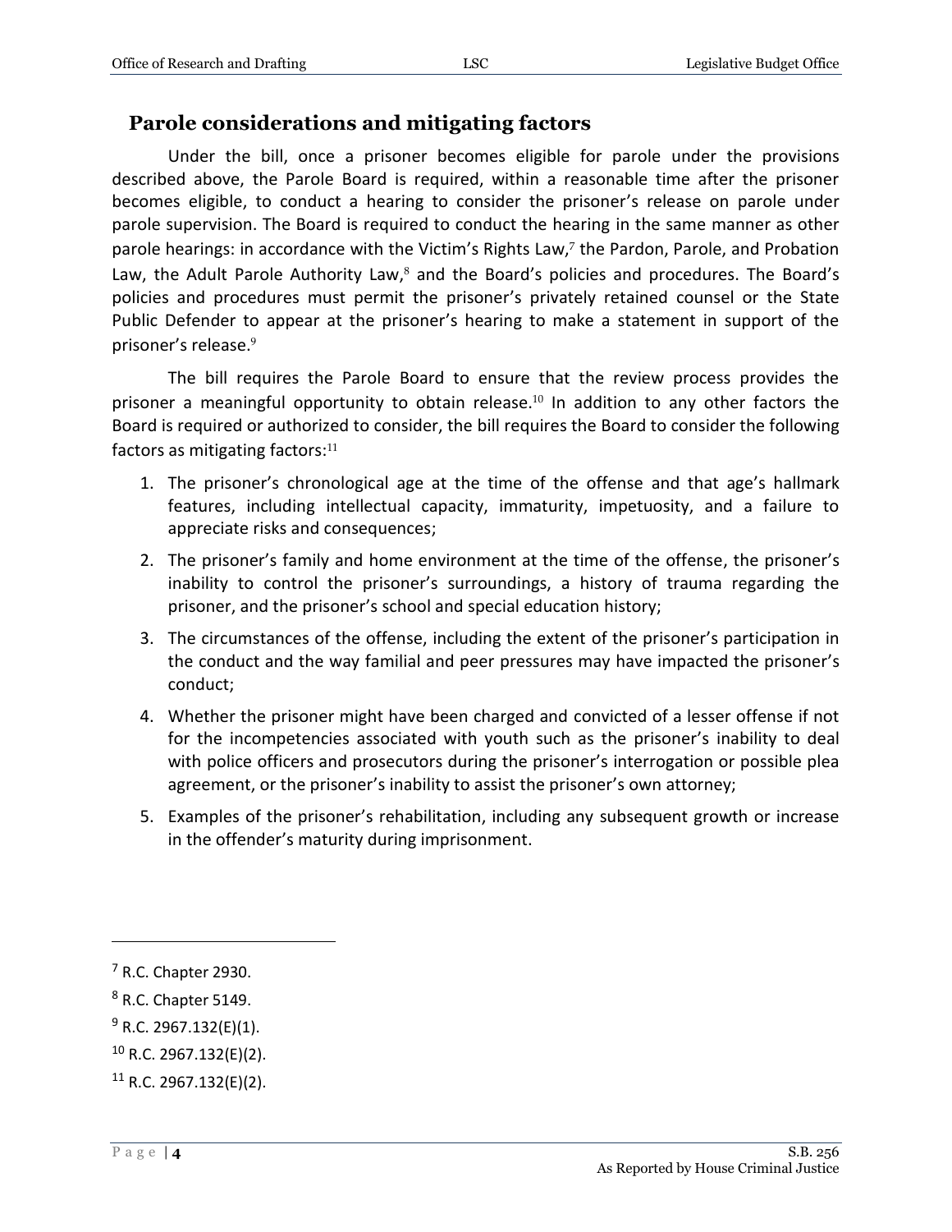## Parole considerations and mitigating factors

Under the bill, once a prisoner becomes eligible for parole under the provisions described above, the Parole Board is required, within a reasonable time after the prisoner becomes eligible, to conduct a hearing to consider the prisoner's release on parole under parole supervision. The Board is required to conduct the hearing in the same manner as other parole hearings: in accordance with the Victim's Rights Law,[7] the Pardon, Parole, and Probation Law, the Adult Parole Authority Law,[8] and the Board's policies and procedures. The Board's policies and procedures must permit the prisoner's privately retained counsel or the State Public Defender to appear at the prisoner's hearing to make a statement in support of the prisoner's release.[9]

The bill requires the Parole Board to ensure that the review process provides the prisoner a meaningful opportunity to obtain release.[10] In addition to any other factors the Board is required or authorized to consider, the bill requires the Board to consider the following factors as mitigating factors:[11]

1. The prisoner's chronological age at the time of the offense and that age's hallmark features, including intellectual capacity, immaturity, impetuosity, and a failure to appreciate risks and consequences;
2. The prisoner's family and home environment at the time of the offense, the prisoner's inability to control the prisoner's surroundings, a history of trauma regarding the prisoner, and the prisoner's school and special education history;
3. The circumstances of the offense, including the extent of the prisoner's participation in the conduct and the way familial and peer pressures may have impacted the prisoner's conduct;
4. Whether the prisoner might have been charged and convicted of a lesser offense if not for the incompetencies associated with youth such as the prisoner's inability to deal with police officers and prosecutors during the prisoner's interrogation or possible plea agreement, or the prisoner's inability to assist the prisoner's own attorney;
5. Examples of the prisoner's rehabilitation, including any subsequent growth or increase in the offender's maturity during imprisonment.

---

[7] R.C. Chapter 2930.

[8] R.C. Chapter 5149.

[9] R.C. 2967.132(E)(1).

[10] R.C. 2967.132(E)(2).

[11] R.C. 2967.132(E)(2).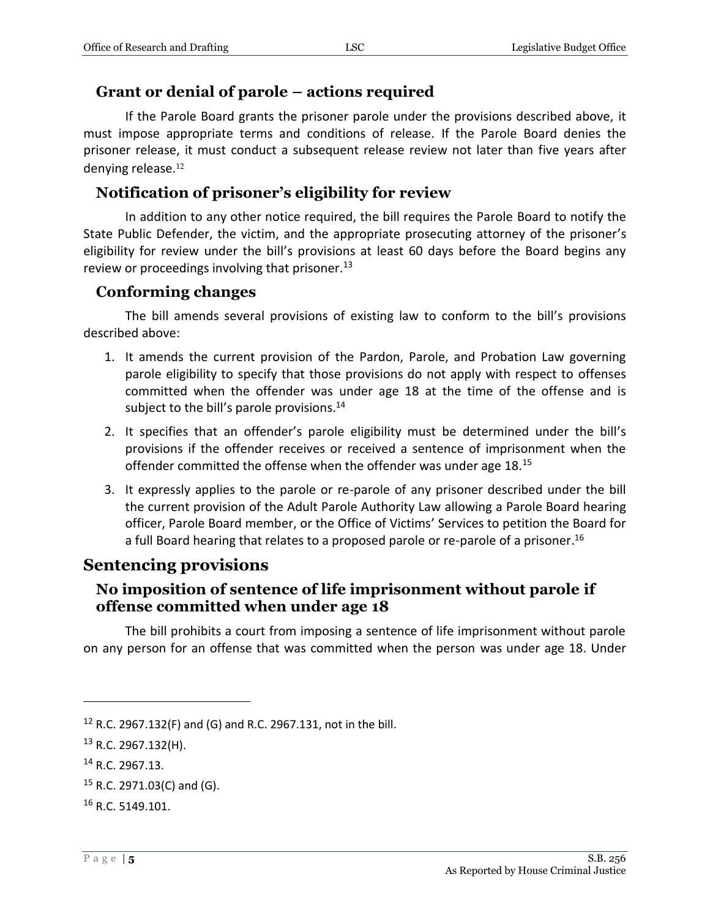### Grant or denial of parole – actions required

If the Parole Board grants the prisoner parole under the provisions described above, it must impose appropriate terms and conditions of release. If the Parole Board denies the prisoner release, it must conduct a subsequent release review not later than five years after denying release.[12]

### Notification of prisoner's eligibility for review

In addition to any other notice required, the bill requires the Parole Board to notify the State Public Defender, the victim, and the appropriate prosecuting attorney of the prisoner's eligibility for review under the bill's provisions at least 60 days before the Board begins any review or proceedings involving that prisoner.[13]

### Conforming changes

The bill amends several provisions of existing law to conform to the bill's provisions described above:

1. It amends the current provision of the Pardon, Parole, and Probation Law governing parole eligibility to specify that those provisions do not apply with respect to offenses committed when the offender was under age 18 at the time of the offense and is subject to the bill's parole provisions.[14]
2. It specifies that an offender's parole eligibility must be determined under the bill's provisions if the offender receives or received a sentence of imprisonment when the offender committed the offense when the offender was under age 18.[15]
3. It expressly applies to the parole or re-parole of any prisoner described under the bill the current provision of the Adult Parole Authority Law allowing a Parole Board hearing officer, Parole Board member, or the Office of Victims' Services to petition the Board for a full Board hearing that relates to a proposed parole or re-parole of a prisoner.[16]

## Sentencing provisions

### No imposition of sentence of life imprisonment without parole if offense committed when under age 18

The bill prohibits a court from imposing a sentence of life imprisonment without parole on any person for an offense that was committed when the person was under age 18. Under

---

[12] R.C. 2967.132(F) and (G) and R.C. 2967.131, not in the bill.

[13] R.C. 2967.132(H).

[14] R.C. 2967.13.

[15] R.C. 2971.03(C) and (G).

[16] R.C. 5149.101.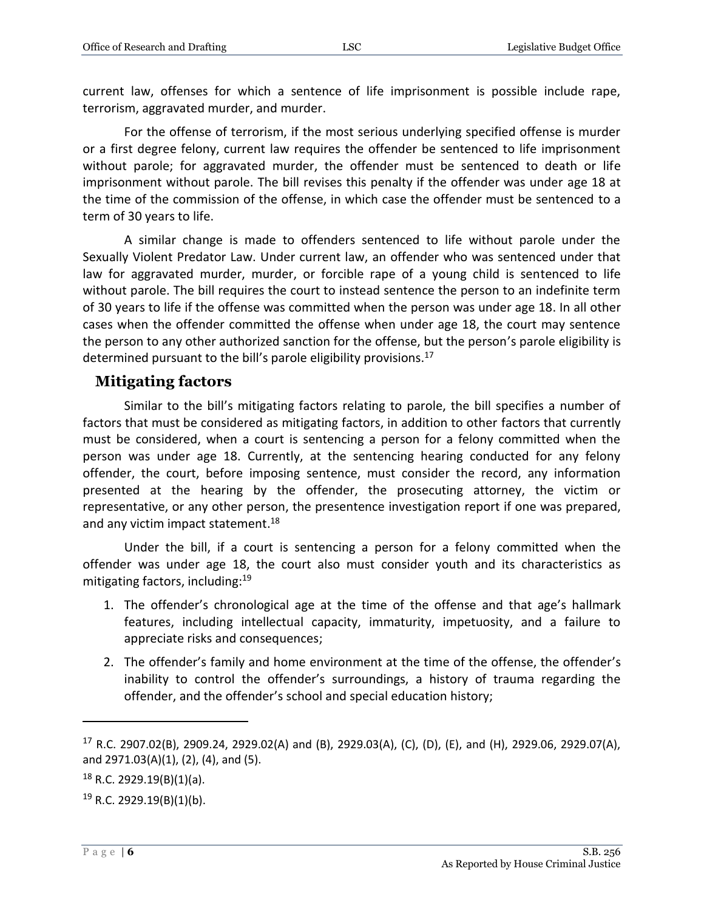current law, offenses for which a sentence of life imprisonment is possible include rape, terrorism, aggravated murder, and murder.

For the offense of terrorism, if the most serious underlying specified offense is murder or a first degree felony, current law requires the offender be sentenced to life imprisonment without parole; for aggravated murder, the offender must be sentenced to death or life imprisonment without parole. The bill revises this penalty if the offender was under age 18 at the time of the commission of the offense, in which case the offender must be sentenced to a term of 30 years to life.

A similar change is made to offenders sentenced to life without parole under the Sexually Violent Predator Law. Under current law, an offender who was sentenced under that law for aggravated murder, murder, or forcible rape of a young child is sentenced to life without parole. The bill requires the court to instead sentence the person to an indefinite term of 30 years to life if the offense was committed when the person was under age 18. In all other cases when the offender committed the offense when under age 18, the court may sentence the person to any other authorized sanction for the offense, but the person's parole eligibility is determined pursuant to the bill's parole eligibility provisions.[17]

## Mitigating factors

Similar to the bill's mitigating factors relating to parole, the bill specifies a number of factors that must be considered as mitigating factors, in addition to other factors that currently must be considered, when a court is sentencing a person for a felony committed when the person was under age 18. Currently, at the sentencing hearing conducted for any felony offender, the court, before imposing sentence, must consider the record, any information presented at the hearing by the offender, the prosecuting attorney, the victim or representative, or any other person, the presentence investigation report if one was prepared, and any victim impact statement.[18]

Under the bill, if a court is sentencing a person for a felony committed when the offender was under age 18, the court also must consider youth and its characteristics as mitigating factors, including:[19]

1. The offender's chronological age at the time of the offense and that age's hallmark features, including intellectual capacity, immaturity, impetuosity, and a failure to appreciate risks and consequences;
2. The offender's family and home environment at the time of the offense, the offender's inability to control the offender's surroundings, a history of trauma regarding the offender, and the offender's school and special education history;

---

[17] R.C. 2907.02(B), 2909.24, 2929.02(A) and (B), 2929.03(A), (C), (D), (E), and (H), 2929.06, 2929.07(A), and 2971.03(A)(1), (2), (4), and (5).

[18] R.C. 2929.19(B)(1)(a).

[19] R.C. 2929.19(B)(1)(b).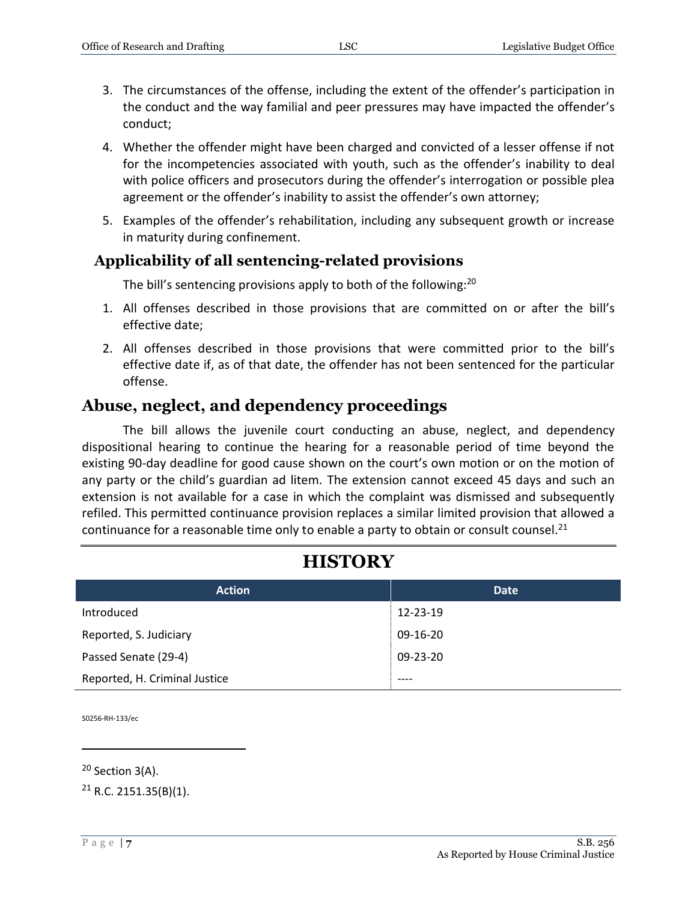3. The circumstances of the offense, including the extent of the offender's participation in the conduct and the way familial and peer pressures may have impacted the offender's conduct;
4. Whether the offender might have been charged and convicted of a lesser offense if not for the incompetencies associated with youth, such as the offender's inability to deal with police officers and prosecutors during the offender's interrogation or possible plea agreement or the offender's inability to assist the offender's own attorney;
5. Examples of the offender's rehabilitation, including any subsequent growth or increase in maturity during confinement.

### Applicability of all sentencing-related provisions

The bill's sentencing provisions apply to both of the following:[20]

1. All offenses described in those provisions that are committed on or after the bill's effective date;
2. All offenses described in those provisions that were committed prior to the bill's effective date if, as of that date, the offender has not been sentenced for the particular offense.

## Abuse, neglect, and dependency proceedings

The bill allows the juvenile court conducting an abuse, neglect, and dependency dispositional hearing to continue the hearing for a reasonable period of time beyond the existing 90-day deadline for good cause shown on the court's own motion or on the motion of any party or the child's guardian ad litem. The extension cannot exceed 45 days and such an extension is not available for a case in which the complaint was dismissed and subsequently refiled. This permitted continuance provision replaces a similar limited provision that allowed a continuance for a reasonable time only to enable a party to obtain or consult counsel.[21]

# HISTORY

| Action | Date |
| --- | --- |
| Introduced | 12-23-19 |
| Reported, S. Judiciary | 09-16-20 |
| Passed Senate (29-4) | 09-23-20 |
| Reported, H. Criminal Justice | ---- |

S0256-RH-133/ec

[20] Section 3(A).

[21] R.C. 2151.35(B)(1).